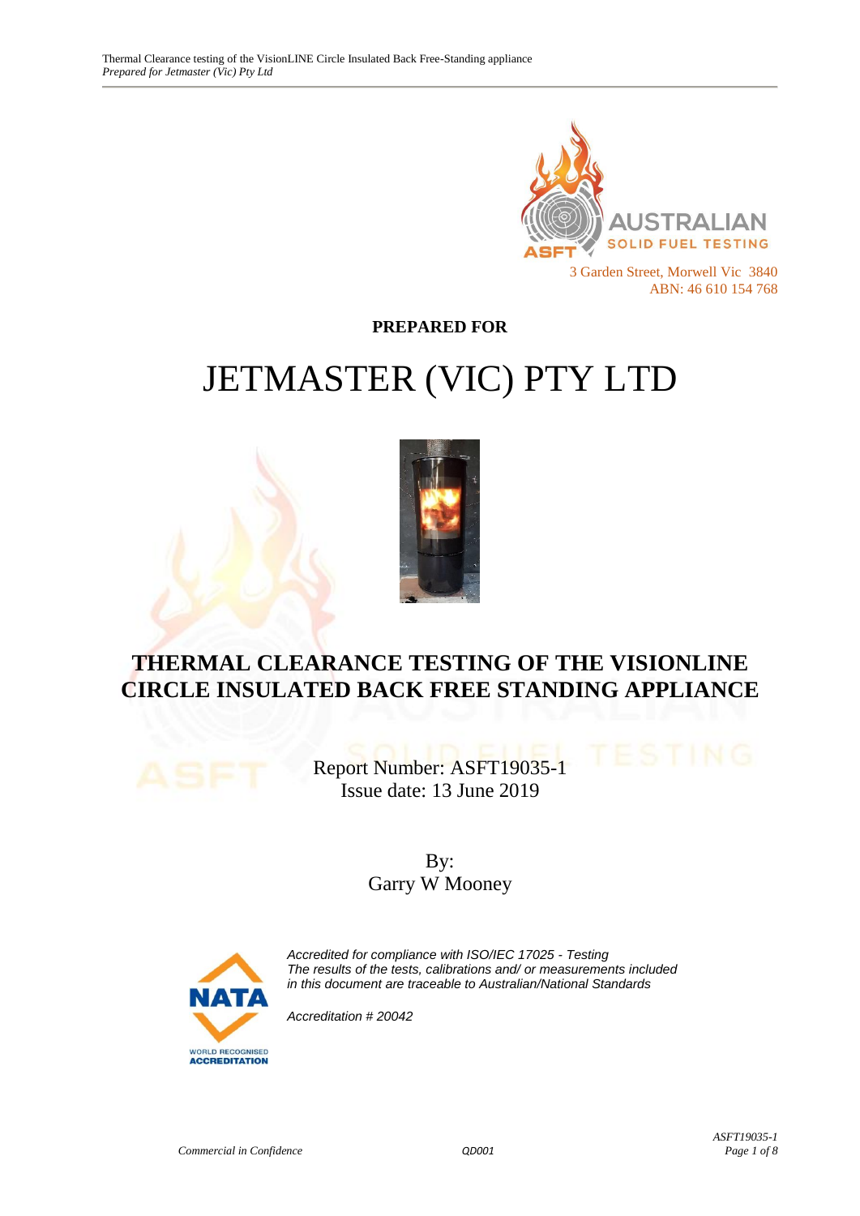AUSTRALIAN SOLID FUEL TESTING

3 Garden Street, Morwell Vic 3840
ABN: 46 610 154 768

**PREPARED FOR**

# JETMASTER (VIC) PTY LTD

## THERMAL CLEARANCE TESTING OF THE VISIONLINE CIRCLE INSULATED BACK FREE STANDING APPLIANCE

Report Number: ASFT19035-1
Issue date: 13 June 2019

By:
Garry W Mooney

*Accredited for compliance with ISO/IEC 17025 - Testing*
*The results of the tests, calibrations and/ or measurements included in this document are traceable to Australian/National Standards*

*Accreditation # 20042*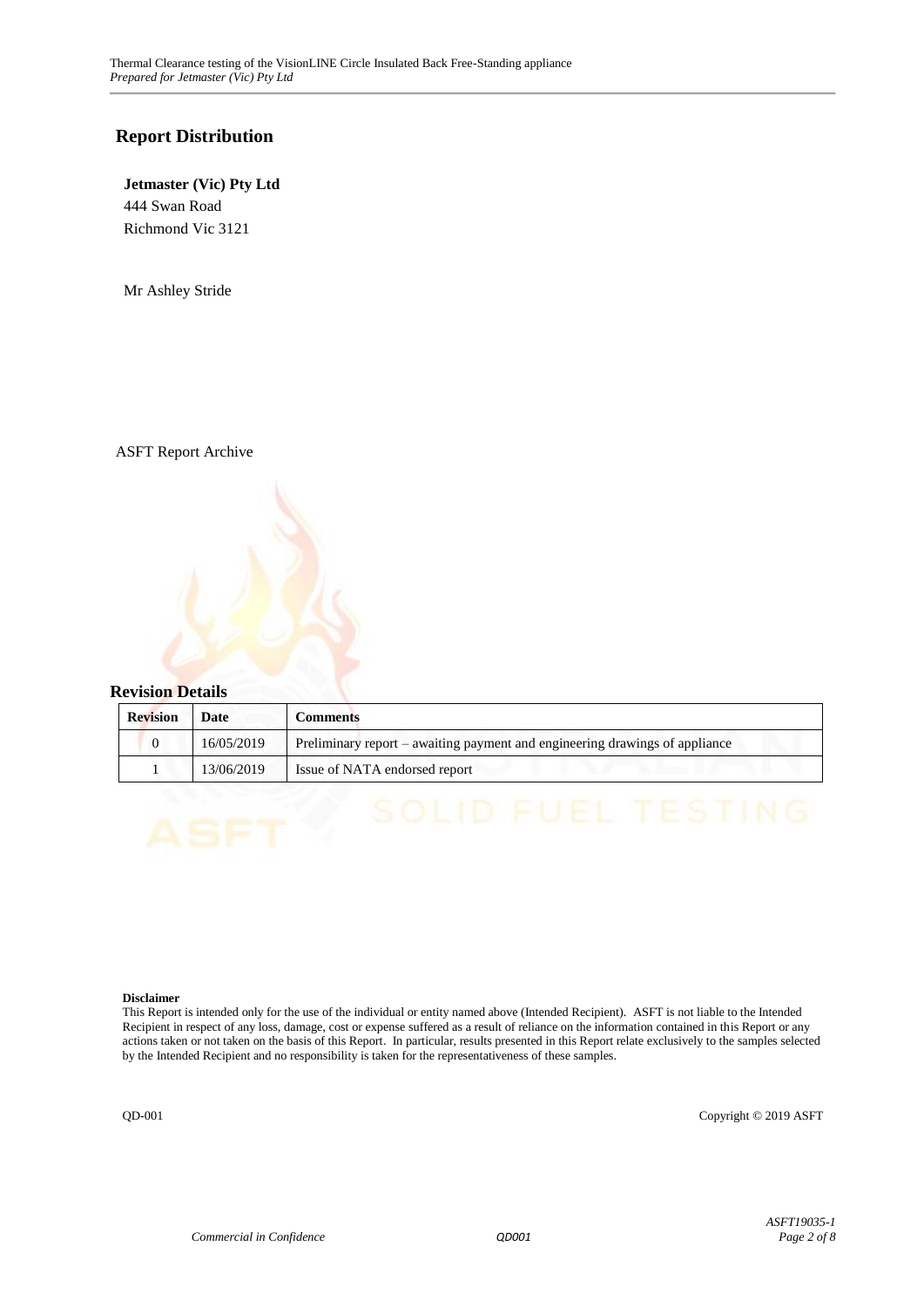## Report Distribution

**Jetmaster (Vic) Pty Ltd**
444 Swan Road
Richmond Vic 3121

Mr Ashley Stride

ASFT Report Archive

## Revision Details

| Revision | Date | Comments |
|---|---|---|
| 0 | 16/05/2019 | Preliminary report – awaiting payment and engineering drawings of appliance |
| 1 | 13/06/2019 | Issue of NATA endorsed report |

**Disclaimer**
This Report is intended only for the use of the individual or entity named above (Intended Recipient). ASFT is not liable to the Intended Recipient in respect of any loss, damage, cost or expense suffered as a result of reliance on the information contained in this Report or any actions taken or not taken on the basis of this Report. In particular, results presented in this Report relate exclusively to the samples selected by the Intended Recipient and no responsibility is taken for the representativeness of these samples.

QD-001 Copyright © 2019 ASFT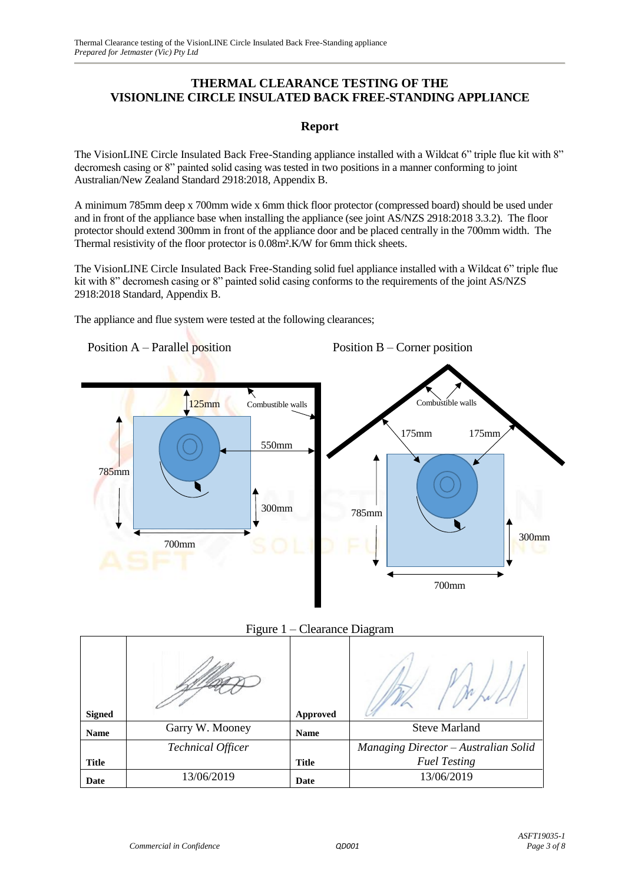# THERMAL CLEARANCE TESTING OF THE VISIONLINE CIRCLE INSULATED BACK FREE-STANDING APPLIANCE

## Report

The VisionLINE Circle Insulated Back Free-Standing appliance installed with a Wildcat 6" triple flue kit with 8" decromesh casing or 8" painted solid casing was tested in two positions in a manner conforming to joint Australian/New Zealand Standard 2918:2018, Appendix B.

A minimum 785mm deep x 700mm wide x 6mm thick floor protector (compressed board) should be used under and in front of the appliance base when installing the appliance (see joint AS/NZS 2918:2018 3.3.2). The floor protector should extend 300mm in front of the appliance door and be placed centrally in the 700mm width. The Thermal resistivity of the floor protector is 0.08m².K/W for 6mm thick sheets.

The VisionLINE Circle Insulated Back Free-Standing solid fuel appliance installed with a Wildcat 6" triple flue kit with 8" decromesh casing or 8" painted solid casing conforms to the requirements of the joint AS/NZS 2918:2018 Standard, Appendix B.

The appliance and flue system were tested at the following clearances;

Position A – Parallel position

Position B – Corner position

Figure 1 – Clearance Diagram

| Signed | | Approved | |
|---|---|---|---|
| Name | Garry W. Mooney | Name | Steve Marland |
| Title | *Technical Officer* | Title | *Managing Director – Australian Solid Fuel Testing* |
| Date | 13/06/2019 | Date | 13/06/2019 |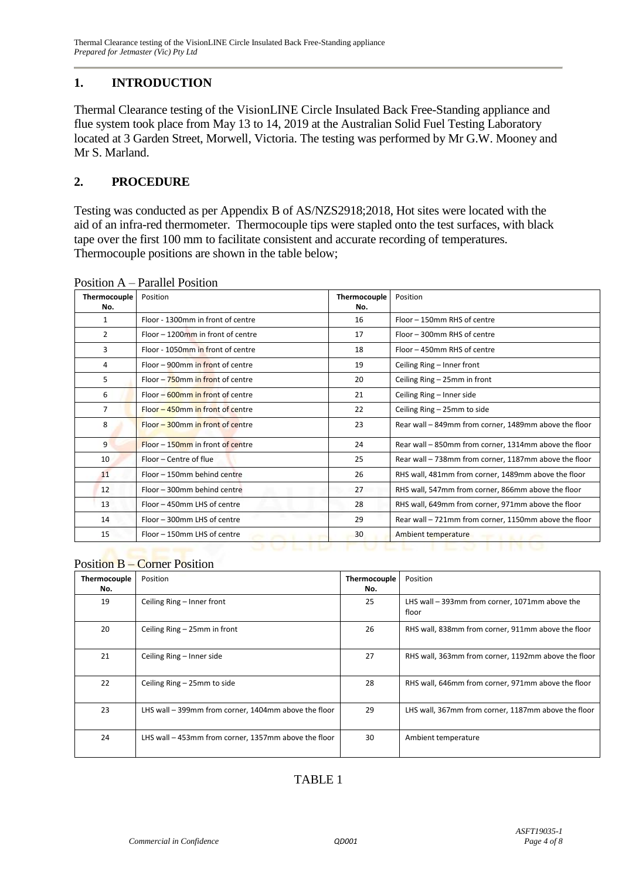## 1. INTRODUCTION

Thermal Clearance testing of the VisionLINE Circle Insulated Back Free-Standing appliance and flue system took place from May 13 to 14, 2019 at the Australian Solid Fuel Testing Laboratory located at 3 Garden Street, Morwell, Victoria. The testing was performed by Mr G.W. Mooney and Mr S. Marland.

## 2. PROCEDURE

Testing was conducted as per Appendix B of AS/NZS2918;2018, Hot sites were located with the aid of an infra-red thermometer. Thermocouple tips were stapled onto the test surfaces, with black tape over the first 100 mm to facilitate consistent and accurate recording of temperatures. Thermocouple positions are shown in the table below;

Position A – Parallel Position

| Thermocouple No. | Position | Thermocouple No. | Position |
|---|---|---|---|
| 1 | Floor - 1300mm in front of centre | 16 | Floor – 150mm RHS of centre |
| 2 | Floor – 1200mm in front of centre | 17 | Floor – 300mm RHS of centre |
| 3 | Floor - 1050mm in front of centre | 18 | Floor – 450mm RHS of centre |
| 4 | Floor – 900mm in front of centre | 19 | Ceiling Ring – Inner front |
| 5 | Floor – 750mm in front of centre | 20 | Ceiling Ring – 25mm in front |
| 6 | Floor – 600mm in front of centre | 21 | Ceiling Ring – Inner side |
| 7 | Floor – 450mm in front of centre | 22 | Ceiling Ring – 25mm to side |
| 8 | Floor – 300mm in front of centre | 23 | Rear wall – 849mm from corner, 1489mm above the floor |
| 9 | Floor – 150mm in front of centre | 24 | Rear wall – 850mm from corner, 1314mm above the floor |
| 10 | Floor – Centre of flue | 25 | Rear wall – 738mm from corner, 1187mm above the floor |
| 11 | Floor – 150mm behind centre | 26 | RHS wall, 481mm from corner, 1489mm above the floor |
| 12 | Floor – 300mm behind centre | 27 | RHS wall, 547mm from corner, 866mm above the floor |
| 13 | Floor – 450mm LHS of centre | 28 | RHS wall, 649mm from corner, 971mm above the floor |
| 14 | Floor – 300mm LHS of centre | 29 | Rear wall – 721mm from corner, 1150mm above the floor |
| 15 | Floor – 150mm LHS of centre | 30 | Ambient temperature |

Position B – Corner Position

| Thermocouple No. | Position | Thermocouple No. | Position |
|---|---|---|---|
| 19 | Ceiling Ring – Inner front | 25 | LHS wall – 393mm from corner, 1071mm above the floor |
| 20 | Ceiling Ring – 25mm in front | 26 | RHS wall, 838mm from corner, 911mm above the floor |
| 21 | Ceiling Ring – Inner side | 27 | RHS wall, 363mm from corner, 1192mm above the floor |
| 22 | Ceiling Ring – 25mm to side | 28 | RHS wall, 646mm from corner, 971mm above the floor |
| 23 | LHS wall – 399mm from corner, 1404mm above the floor | 29 | LHS wall, 367mm from corner, 1187mm above the floor |
| 24 | LHS wall – 453mm from corner, 1357mm above the floor | 30 | Ambient temperature |

TABLE 1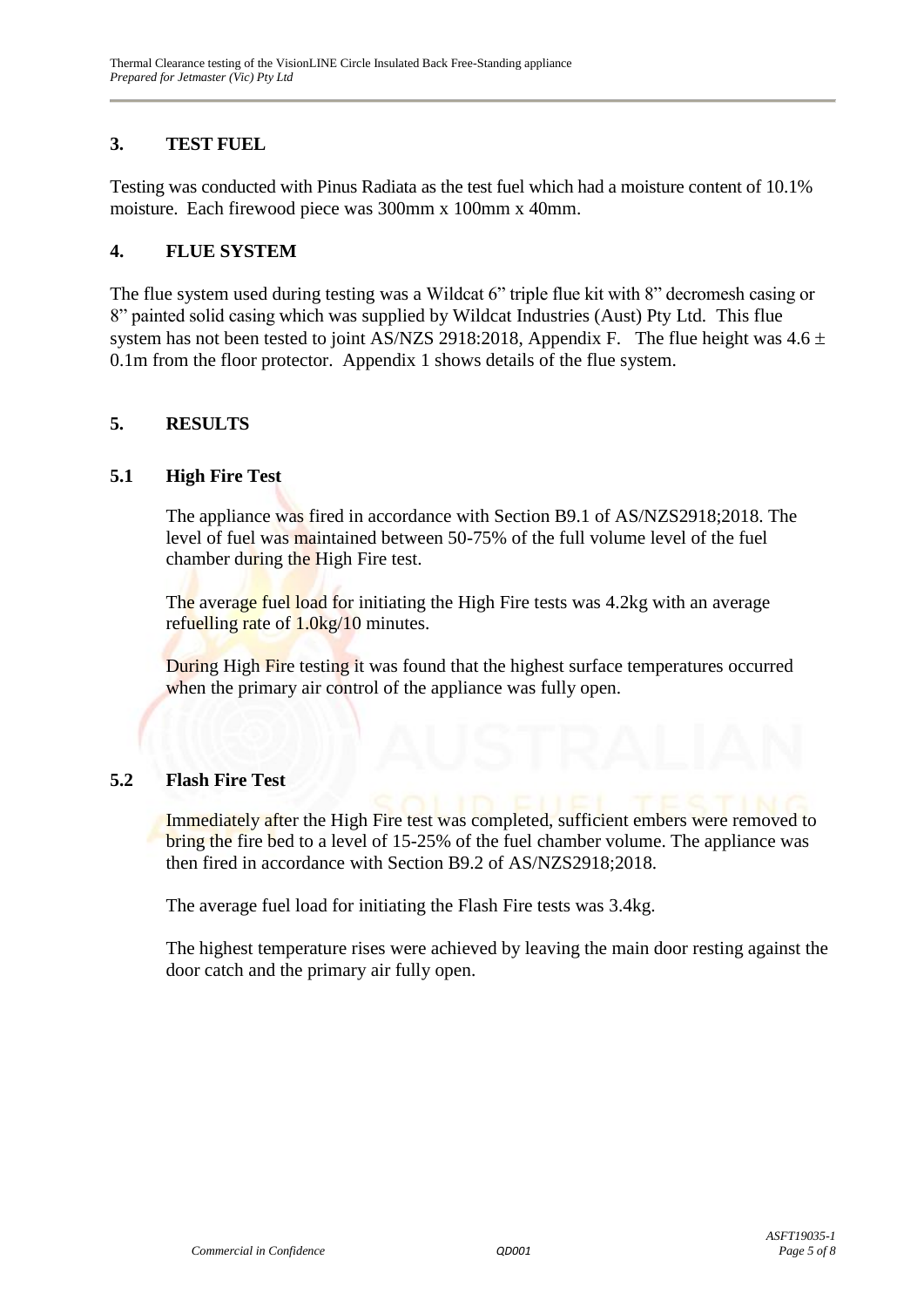## 3. TEST FUEL

Testing was conducted with Pinus Radiata as the test fuel which had a moisture content of 10.1% moisture. Each firewood piece was 300mm x 100mm x 40mm.

## 4. FLUE SYSTEM

The flue system used during testing was a Wildcat 6" triple flue kit with 8" decromesh casing or 8" painted solid casing which was supplied by Wildcat Industries (Aust) Pty Ltd. This flue system has not been tested to joint AS/NZS 2918:2018, Appendix F. The flue height was 4.6 ± 0.1m from the floor protector. Appendix 1 shows details of the flue system.

## 5. RESULTS

### 5.1 High Fire Test

The appliance was fired in accordance with Section B9.1 of AS/NZS2918;2018. The level of fuel was maintained between 50-75% of the full volume level of the fuel chamber during the High Fire test.

The average fuel load for initiating the High Fire tests was 4.2kg with an average refuelling rate of 1.0kg/10 minutes.

During High Fire testing it was found that the highest surface temperatures occurred when the primary air control of the appliance was fully open.

### 5.2 Flash Fire Test

Immediately after the High Fire test was completed, sufficient embers were removed to bring the fire bed to a level of 15-25% of the fuel chamber volume. The appliance was then fired in accordance with Section B9.2 of AS/NZS2918;2018.

The average fuel load for initiating the Flash Fire tests was 3.4kg.

The highest temperature rises were achieved by leaving the main door resting against the door catch and the primary air fully open.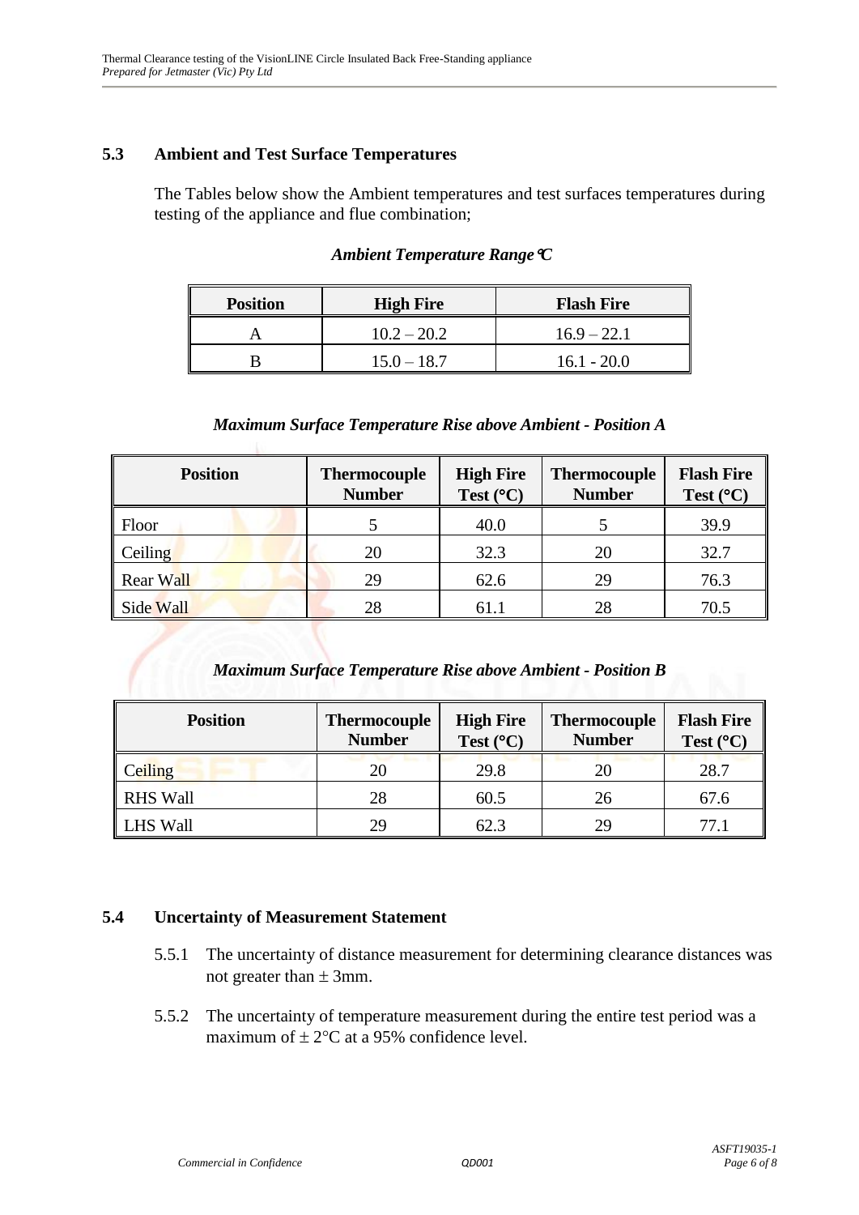### 5.3 Ambient and Test Surface Temperatures

The Tables below show the Ambient temperatures and test surfaces temperatures during testing of the appliance and flue combination;

*Ambient Temperature Range °C*

| Position | High Fire | Flash Fire |
|---|---|---|
| A | 10.2 – 20.2 | 16.9 – 22.1 |
| B | 15.0 – 18.7 | 16.1 - 20.0 |

*Maximum Surface Temperature Rise above Ambient - Position A*

| Position | Thermocouple Number | High Fire Test (°C) | Thermocouple Number | Flash Fire Test (°C) |
|---|---|---|---|---|
| Floor | 5 | 40.0 | 5 | 39.9 |
| Ceiling | 20 | 32.3 | 20 | 32.7 |
| Rear Wall | 29 | 62.6 | 29 | 76.3 |
| Side Wall | 28 | 61.1 | 28 | 70.5 |

*Maximum Surface Temperature Rise above Ambient - Position B*

| Position | Thermocouple Number | High Fire Test (°C) | Thermocouple Number | Flash Fire Test (°C) |
|---|---|---|---|---|
| Ceiling | 20 | 29.8 | 20 | 28.7 |
| RHS Wall | 28 | 60.5 | 26 | 67.6 |
| LHS Wall | 29 | 62.3 | 29 | 77.1 |

### 5.4 Uncertainty of Measurement Statement

5.5.1 The uncertainty of distance measurement for determining clearance distances was not greater than ± 3mm.

5.5.2 The uncertainty of temperature measurement during the entire test period was a maximum of ± 2°C at a 95% confidence level.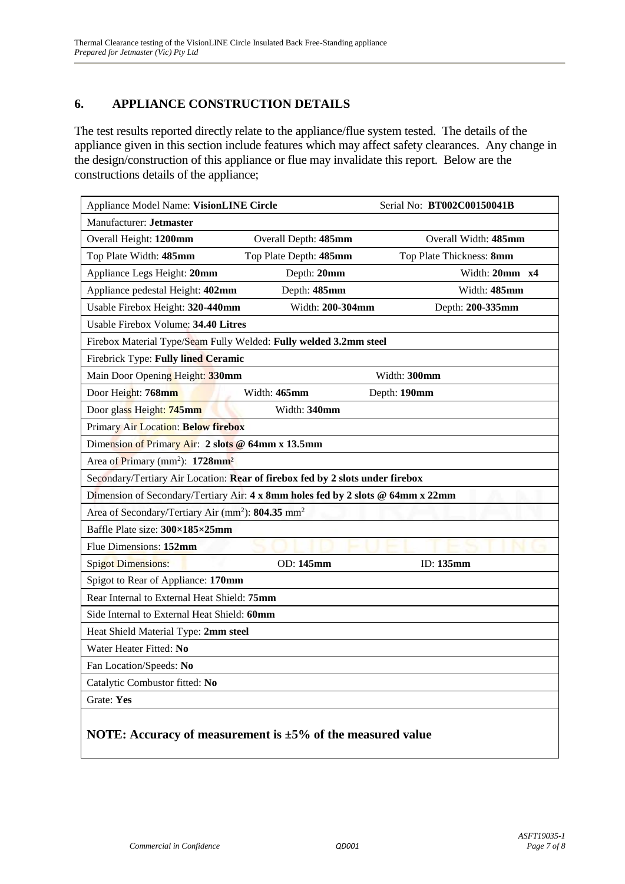## 6. APPLIANCE CONSTRUCTION DETAILS

The test results reported directly relate to the appliance/flue system tested. The details of the appliance given in this section include features which may affect safety clearances. Any change in the design/construction of this appliance or flue may invalidate this report. Below are the constructions details of the appliance;

| | | |
|---|---|---|
| Appliance Model Name: **VisionLINE Circle** | | Serial No: **BT002C00150041B** |
| Manufacturer: **Jetmaster** | | |
| Overall Height: **1200mm** | Overall Depth: **485mm** | Overall Width: **485mm** |
| Top Plate Width: **485mm** | Top Plate Depth: **485mm** | Top Plate Thickness: **8mm** |
| Appliance Legs Height: **20mm** | Depth: **20mm** | Width: **20mm x4** |
| Appliance pedestal Height: **402mm** | Depth: **485mm** | Width: **485mm** |
| Usable Firebox Height: **320-440mm** | Width: **200-304mm** | Depth: **200-335mm** |
| Usable Firebox Volume: **34.40 Litres** | | |
| Firebox Material Type/Seam Fully Welded: **Fully welded 3.2mm steel** | | |
| Firebrick Type: **Fully lined Ceramic** | | |
| Main Door Opening Height: **330mm** | | Width: **300mm** |
| Door Height: **768mm** | Width: **465mm** | Depth: **190mm** |
| Door glass Height: **745mm** | Width: **340mm** | |
| Primary Air Location: **Below firebox** | | |
| Dimension of Primary Air: **2 slots @ 64mm x 13.5mm** | | |
| Area of Primary (mm$^2$): **1728mm$^2$** | | |
| Secondary/Tertiary Air Location: **Rear of firebox fed by 2 slots under firebox** | | |
| Dimension of Secondary/Tertiary Air: **4 x 8mm holes fed by 2 slots @ 64mm x 22mm** | | |
| Area of Secondary/Tertiary Air (mm$^2$): **804.35** mm$^2$ | | |
| Baffle Plate size: **300×185×25mm** | | |
| Flue Dimensions: **152mm** | | |
| Spigot Dimensions: | OD: **145mm** | ID: **135mm** |
| Spigot to Rear of Appliance: **170mm** | | |
| Rear Internal to External Heat Shield: **75mm** | | |
| Side Internal to External Heat Shield: **60mm** | | |
| Heat Shield Material Type: **2mm steel** | | |
| Water Heater Fitted: **No** | | |
| Fan Location/Speeds: **No** | | |
| Catalytic Combustor fitted: **No** | | |
| Grate: **Yes** | | |

**NOTE: Accuracy of measurement is ±5% of the measured value**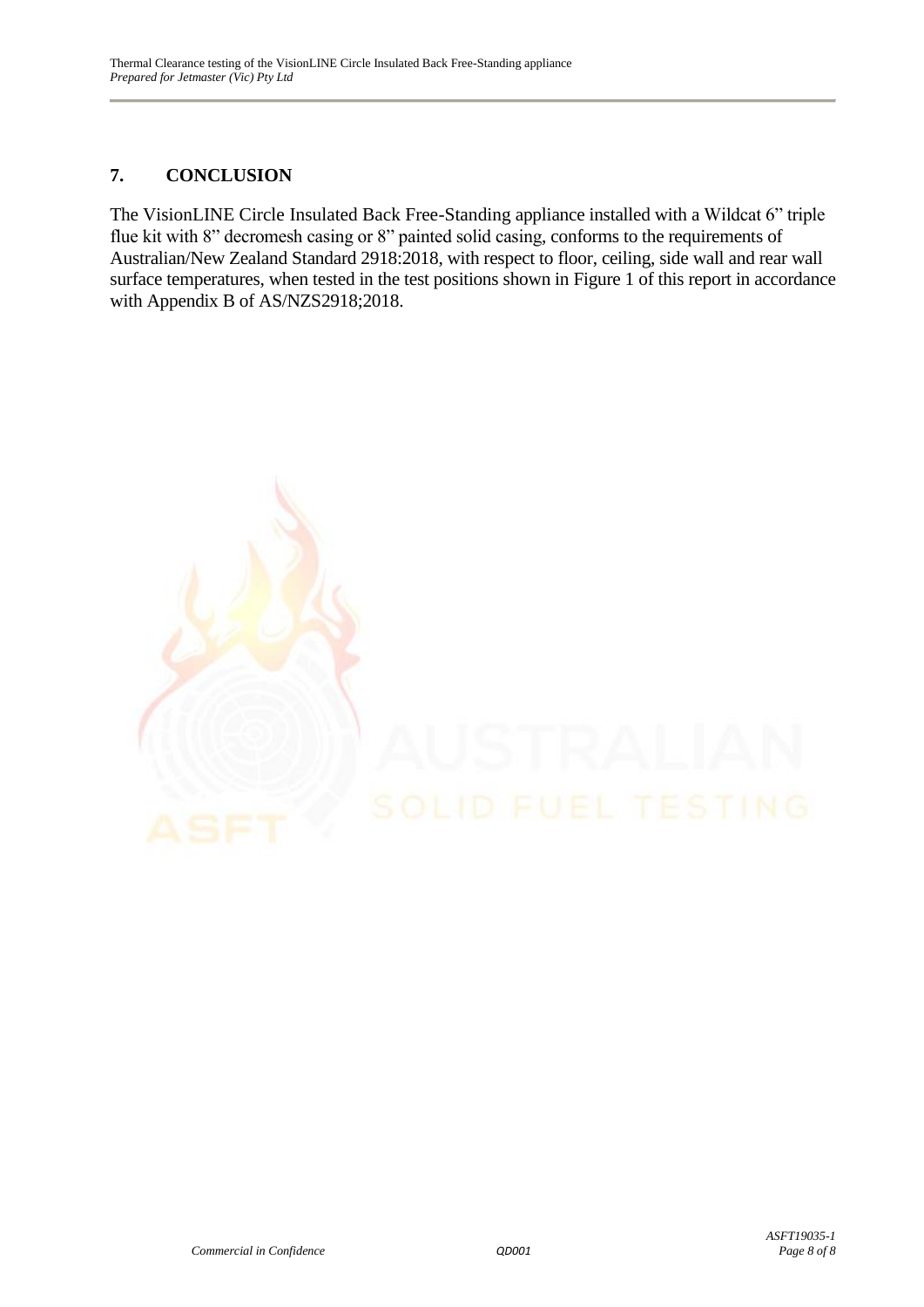## 7. CONCLUSION

The VisionLINE Circle Insulated Back Free-Standing appliance installed with a Wildcat 6" triple flue kit with 8" decromesh casing or 8" painted solid casing, conforms to the requirements of Australian/New Zealand Standard 2918:2018, with respect to floor, ceiling, side wall and rear wall surface temperatures, when tested in the test positions shown in Figure 1 of this report in accordance with Appendix B of AS/NZS2918;2018.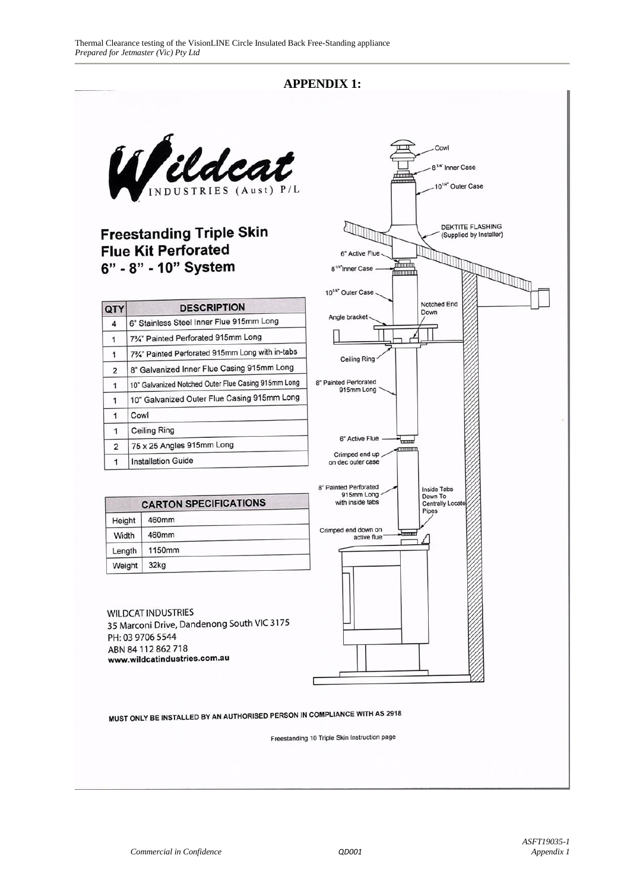# APPENDIX 1:

Wildcat INDUSTRIES (Aust) P/L

## Freestanding Triple Skin Flue Kit Perforated 6" - 8" - 10" System

| QTY | DESCRIPTION |
|---|---|
| 4 | 6" Stainless Steel Inner Flue 915mm Long |
| 1 | 7¾" Painted Perforated 915mm Long |
| 1 | 7¾" Painted Perforated 915mm Long with in-tabs |
| 2 | 8" Galvanized Inner Flue Casing 915mm Long |
| 1 | 10" Galvanized Notched Outer Flue Casing 915mm Long |
| 1 | 10" Galvanized Outer Flue Casing 915mm Long |
| 1 | Cowl |
| 1 | Ceiling Ring |
| 2 | 75 x 25 Angles 915mm Long |
| 1 | Installation Guide |

| CARTON SPECIFICATIONS | |
|---|---|
| Height | 460mm |
| Width | 460mm |
| Length | 1150mm |
| Weight | 32kg |

WILDCAT INDUSTRIES
35 Marconi Drive, Dandenong South VIC 3175
PH: 03 9706 5544
ABN 84 112 862 718
www.wildcatindustries.com.au

Cowl
8¼" Inner Case
10¼" Outer Case
DEKTITE FLASHING (Supplied by Installer)
6" Active Flue
8¼" Inner Case
10¼" Outer Case
Notched End Down
Angle bracket
Ceiling Ring
8" Painted Perforated 915mm Long
6" Active Flue
Crimped end up on dec outer case
8" Painted Perforated 915mm Long with inside tabs
Inside Tabs Down To Centrally Locate Pipes
Crimped end down on active flue

MUST ONLY BE INSTALLED BY AN AUTHORISED PERSON IN COMPLIANCE WITH AS 2918

Freestanding 10 Triple Skin Instruction page